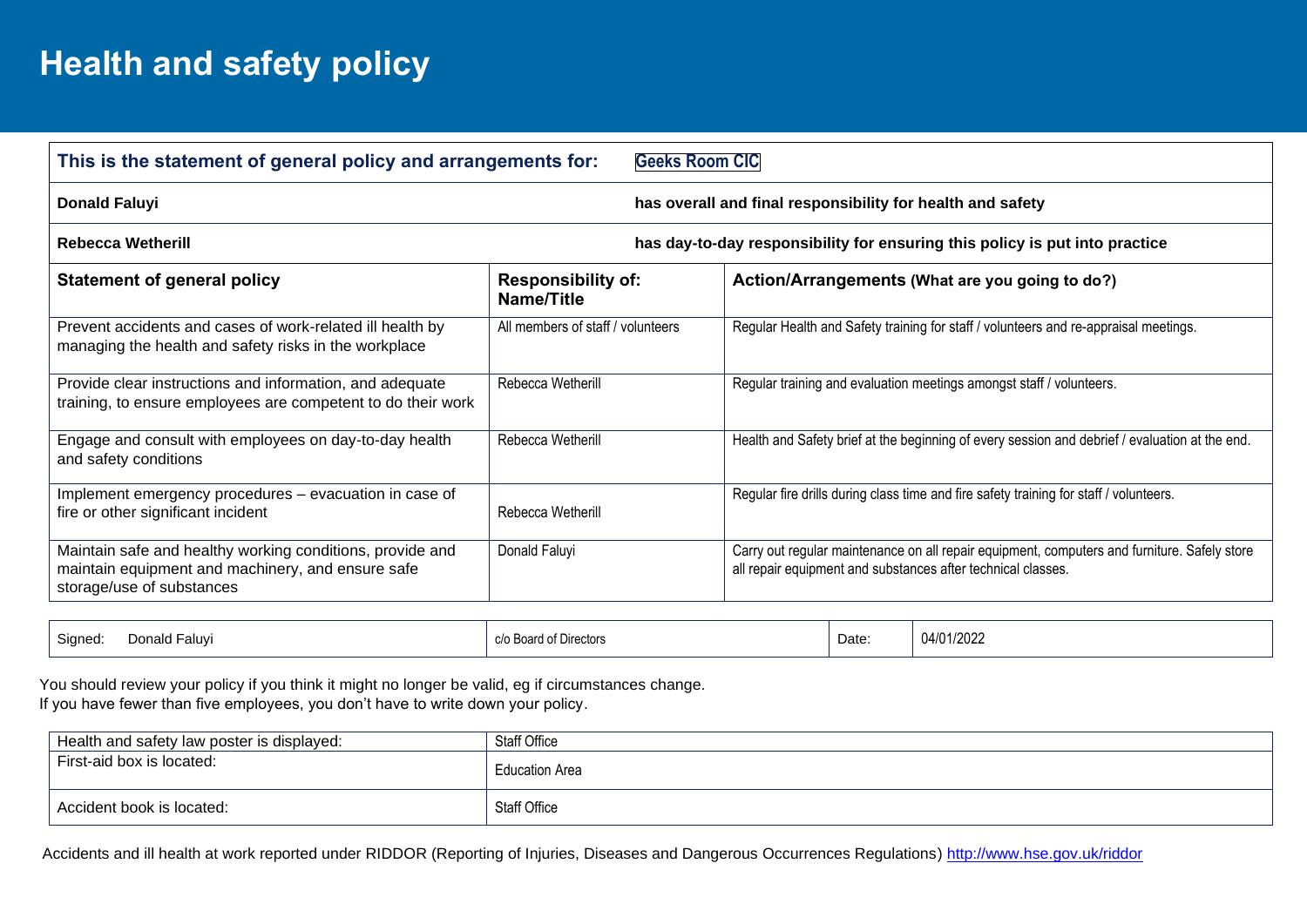# Health and safety policy

| This is the statement of general policy and arrangements for: | | Geeks Room CIC |
|---|---|---|
| **Donald Faluyi** | | **has overall and final responsibility for health and safety** |
| **Rebecca Wetherill** | | **has day-to-day responsibility for ensuring this policy is put into practice** |
| **Statement of general policy** | **Responsibility of: Name/Title** | **Action/Arrangements (What are you going to do?)** |
| Prevent accidents and cases of work-related ill health by managing the health and safety risks in the workplace | All members of staff / volunteers | Regular Health and Safety training for staff / volunteers and re-appraisal meetings. |
| Provide clear instructions and information, and adequate training, to ensure employees are competent to do their work | Rebecca Wetherill | Regular training and evaluation meetings amongst staff / volunteers. |
| Engage and consult with employees on day-to-day health and safety conditions | Rebecca Wetherill | Health and Safety brief at the beginning of every session and debrief / evaluation at the end. |
| Implement emergency procedures – evacuation in case of fire or other significant incident | Rebecca Wetherill | Regular fire drills during class time and fire safety training for staff / volunteers. |
| Maintain safe and healthy working conditions, provide and maintain equipment and machinery, and ensure safe storage/use of substances | Donald Faluyi | Carry out regular maintenance on all repair equipment, computers and furniture. Safely store all repair equipment and substances after technical classes. |

| Signed: Donald Faluyi | c/o Board of Directors | Date: | 04/01/2022 |
|---|---|---|---|

You should review your policy if you think it might no longer be valid, eg if circumstances change.
If you have fewer than five employees, you don't have to write down your policy.

| Health and safety law poster is displayed: | Staff Office |
|---|---|
| First-aid box is located: | Education Area |
| Accident book is located: | Staff Office |

Accidents and ill health at work reported under RIDDOR (Reporting of Injuries, Diseases and Dangerous Occurrences Regulations) http://www.hse.gov.uk/riddor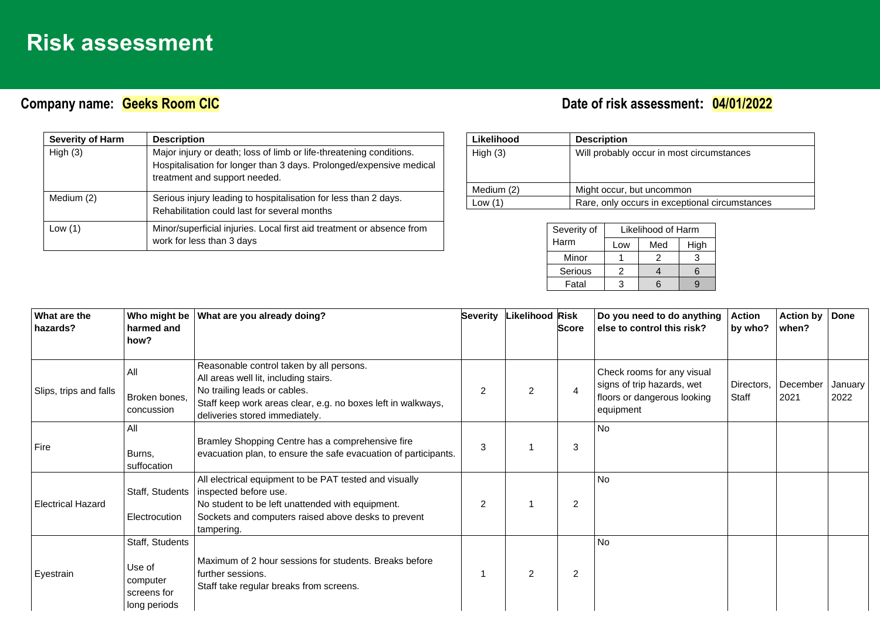# Risk assessment

**Company name:** Geeks Room CIC

**Date of risk assessment:** 04/01/2022

| Severity of Harm | Description |
|---|---|
| High (3) | Major injury or death; loss of limb or life-threatening conditions. Hospitalisation for longer than 3 days. Prolonged/expensive medical treatment and support needed. |
| Medium (2) | Serious injury leading to hospitalisation for less than 2 days. Rehabilitation could last for several months |
| Low (1) | Minor/superficial injuries. Local first aid treatment or absence from work for less than 3 days |

| Likelihood | Description |
|---|---|
| High (3) | Will probably occur in most circumstances |
| Medium (2) | Might occur, but uncommon |
| Low (1) | Rare, only occurs in exceptional circumstances |

| Severity of Harm | Likelihood of Harm | | |
|---|---|---|---|
| | Low | Med | High |
| Minor | 1 | 2 | 3 |
| Serious | 2 | 4 | 6 |
| Fatal | 3 | 6 | 9 |

| What are the hazards? | Who might be harmed and how? | What are you already doing? | Severity | Likelihood | Risk Score | Do you need to do anything else to control this risk? | Action by who? | Action by when? | Done |
|---|---|---|---|---|---|---|---|---|---|
| Slips, trips and falls | All<br><br>Broken bones, concussion | Reasonable control taken by all persons.<br>All areas well lit, including stairs.<br>No trailing leads or cables.<br>Staff keep work areas clear, e.g. no boxes left in walkways, deliveries stored immediately. | 2 | 2 | 4 | Check rooms for any visual signs of trip hazards, wet floors or dangerous looking equipment | Directors, Staff | December 2021 | January 2022 |
| Fire | All<br><br>Burns, suffocation | Bramley Shopping Centre has a comprehensive fire evacuation plan, to ensure the safe evacuation of participants. | 3 | 1 | 3 | No | | | |
| Electrical Hazard | Staff, Students<br><br>Electrocution | All electrical equipment to be PAT tested and visually inspected before use.<br>No student to be left unattended with equipment.<br>Sockets and computers raised above desks to prevent tampering. | 2 | 1 | 2 | No | | | |
| Eyestrain | Staff, Students<br><br>Use of computer screens for long periods | Maximum of 2 hour sessions for students. Breaks before further sessions.<br>Staff take regular breaks from screens. | 1 | 2 | 2 | No | | | |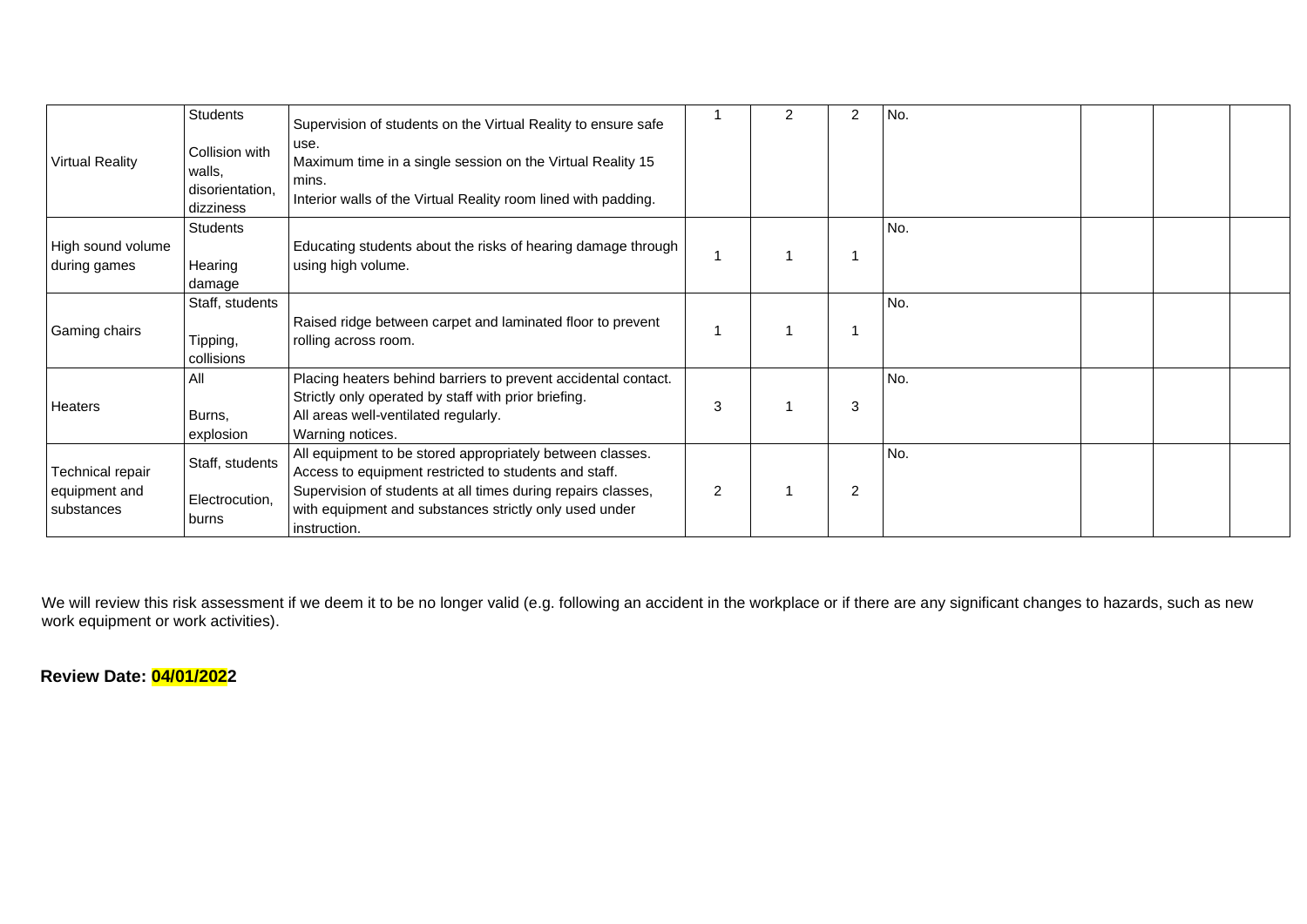| | | | | | | | | | |
|---|---|---|---|---|---|---|---|---|---|
| Virtual Reality | Students<br><br>Collision with walls, disorientation, dizziness | Supervision of students on the Virtual Reality to ensure safe use.<br>Maximum time in a single session on the Virtual Reality 15 mins.<br>Interior walls of the Virtual Reality room lined with padding. | 1 | 2 | 2 | No. | | | |
| High sound volume during games | Students<br><br>Hearing damage | Educating students about the risks of hearing damage through using high volume. | 1 | 1 | 1 | No. | | | |
| Gaming chairs | Staff, students<br><br>Tipping, collisions | Raised ridge between carpet and laminated floor to prevent rolling across room. | 1 | 1 | 1 | No. | | | |
| Heaters | All<br><br>Burns, explosion | Placing heaters behind barriers to prevent accidental contact.<br>Strictly only operated by staff with prior briefing.<br>All areas well-ventilated regularly.<br>Warning notices. | 3 | 1 | 3 | No. | | | |
| Technical repair equipment and substances | Staff, students<br><br>Electrocution, burns | All equipment to be stored appropriately between classes.<br>Access to equipment restricted to students and staff.<br>Supervision of students at all times during repairs classes, with equipment and substances strictly only used under instruction. | 2 | 1 | 2 | No. | | | |

We will review this risk assessment if we deem it to be no longer valid (e.g. following an accident in the workplace or if there are any significant changes to hazards, such as new work equipment or work activities).

**Review Date: 04/01/2022**